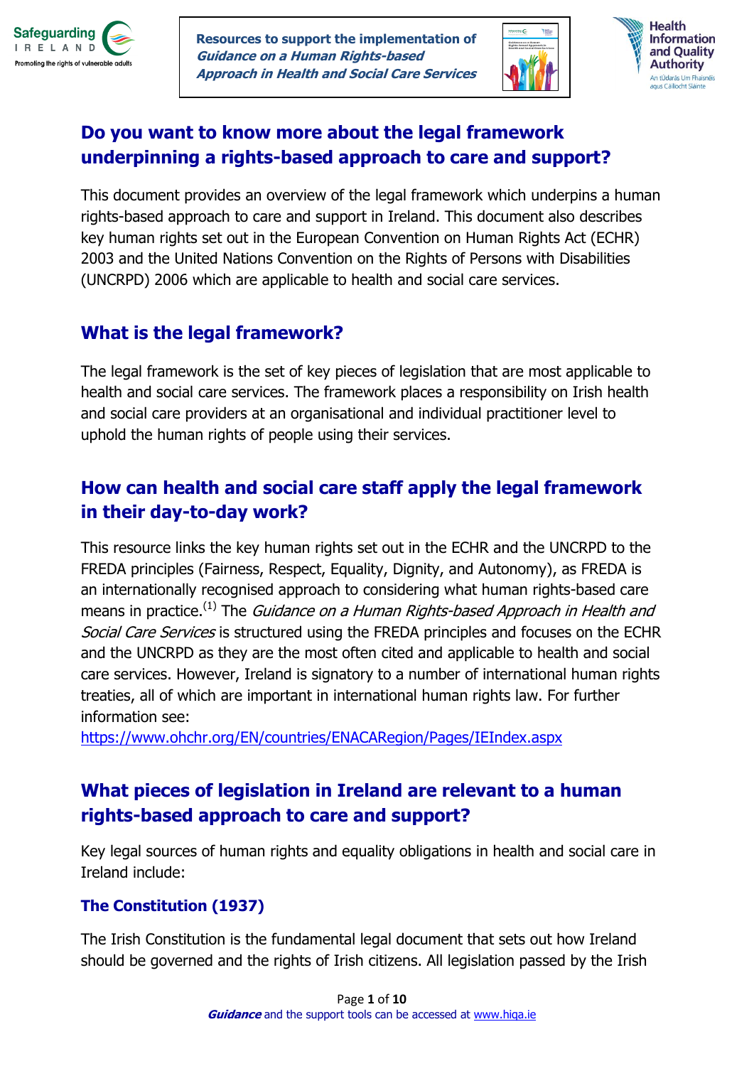## Do you want to know more about the legal framework underpinning a rights-based approach to care and support?

This document provides an overview of the legal framework which underpins a human rights-based approach to care and support in Ireland. This document also describes key human rights set out in the European Convention on Human Rights Act (ECHR) 2003 and the United Nations Convention on the Rights of Persons with Disabilities (UNCRPD) 2006 which are applicable to health and social care services.

## What is the legal framework?

The legal framework is the set of key pieces of legislation that are most applicable to health and social care services. The framework places a responsibility on Irish health and social care providers at an organisational and individual practitioner level to uphold the human rights of people using their services.

## How can health and social care staff apply the legal framework in their day-to-day work?

This resource links the key human rights set out in the ECHR and the UNCRPD to the FREDA principles (Fairness, Respect, Equality, Dignity, and Autonomy), as FREDA is an internationally recognised approach to considering what human rights-based care means in practice.[1] The *Guidance on a Human Rights-based Approach in Health and Social Care Services* is structured using the FREDA principles and focuses on the ECHR and the UNCRPD as they are the most often cited and applicable to health and social care services. However, Ireland is signatory to a number of international human rights treaties, all of which are important in international human rights law. For further information see:
https://www.ohchr.org/EN/countries/ENACARegion/Pages/IEIndex.aspx

## What pieces of legislation in Ireland are relevant to a human rights-based approach to care and support?

Key legal sources of human rights and equality obligations in health and social care in Ireland include:

### The Constitution (1937)

The Irish Constitution is the fundamental legal document that sets out how Ireland should be governed and the rights of Irish citizens. All legislation passed by the Irish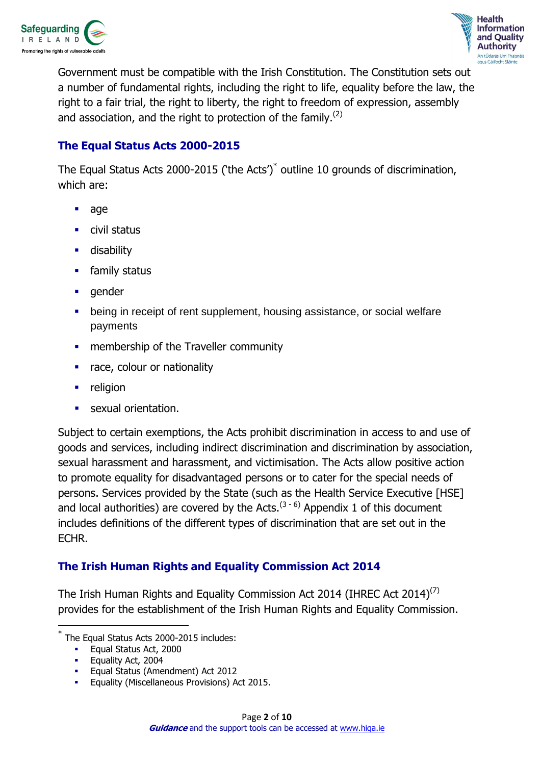Government must be compatible with the Irish Constitution. The Constitution sets out a number of fundamental rights, including the right to life, equality before the law, the right to a fair trial, the right to liberty, the right to freedom of expression, assembly and association, and the right to protection of the family.[2]

### The Equal Status Acts 2000-2015

The Equal Status Acts 2000-2015 ('the Acts')[*] outline 10 grounds of discrimination, which are:

- age
- civil status
- disability
- family status
- gender
- being in receipt of rent supplement, housing assistance, or social welfare payments
- membership of the Traveller community
- race, colour or nationality
- religion
- sexual orientation.

Subject to certain exemptions, the Acts prohibit discrimination in access to and use of goods and services, including indirect discrimination and discrimination by association, sexual harassment and harassment, and victimisation. The Acts allow positive action to promote equality for disadvantaged persons or to cater for the special needs of persons. Services provided by the State (such as the Health Service Executive [HSE] and local authorities) are covered by the Acts.[3 - 6] Appendix 1 of this document includes definitions of the different types of discrimination that are set out in the ECHR.

### The Irish Human Rights and Equality Commission Act 2014

The Irish Human Rights and Equality Commission Act 2014 (IHREC Act 2014)[7] provides for the establishment of the Irish Human Rights and Equality Commission.

---

[*] The Equal Status Acts 2000-2015 includes:

- Equal Status Act, 2000
- Equality Act, 2004
- Equal Status (Amendment) Act 2012
- Equality (Miscellaneous Provisions) Act 2015.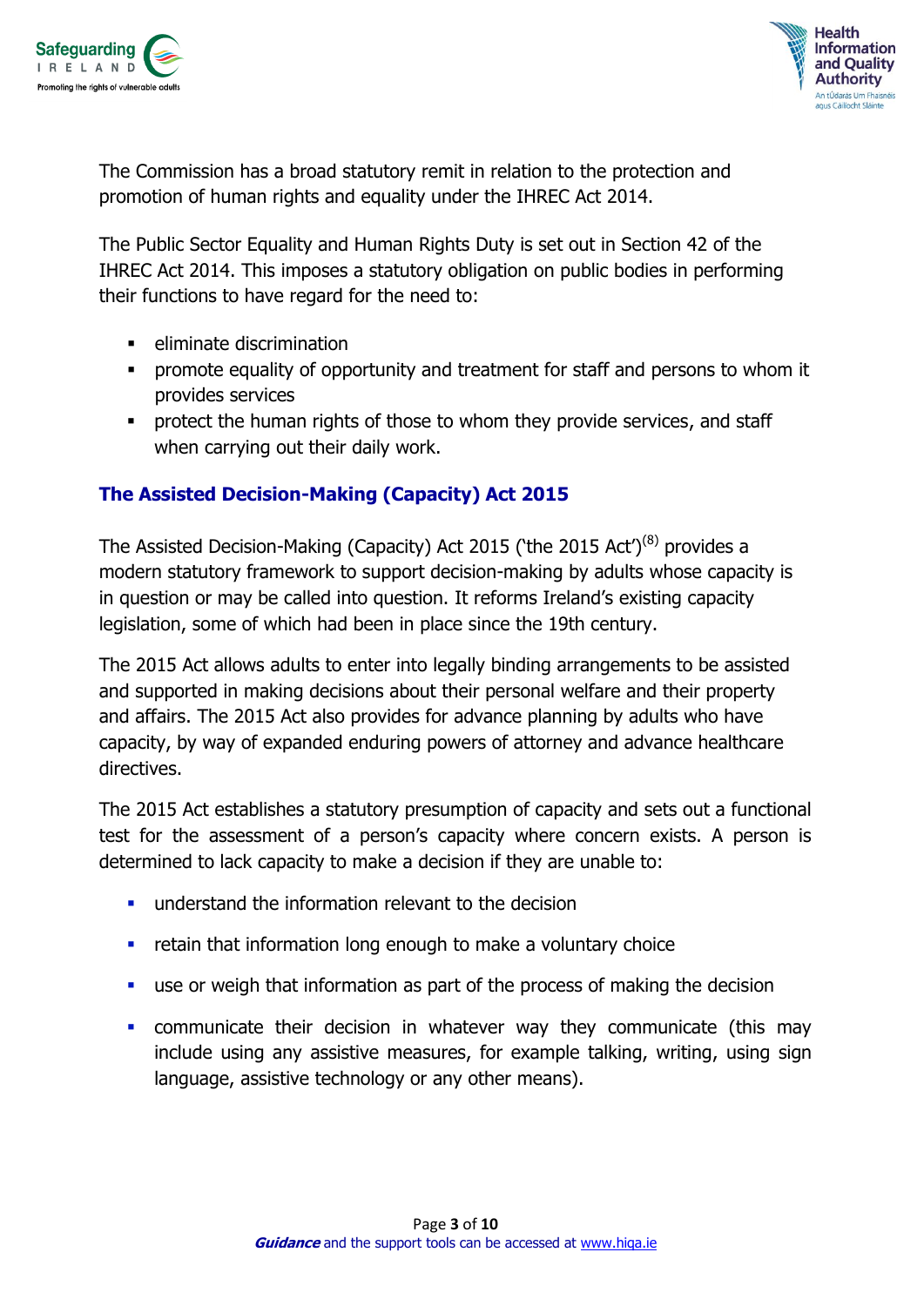The Commission has a broad statutory remit in relation to the protection and promotion of human rights and equality under the IHREC Act 2014.

The Public Sector Equality and Human Rights Duty is set out in Section 42 of the IHREC Act 2014. This imposes a statutory obligation on public bodies in performing their functions to have regard for the need to:

- eliminate discrimination
- promote equality of opportunity and treatment for staff and persons to whom it provides services
- protect the human rights of those to whom they provide services, and staff when carrying out their daily work.

## The Assisted Decision-Making (Capacity) Act 2015

The Assisted Decision-Making (Capacity) Act 2015 ('the 2015 Act')[8] provides a modern statutory framework to support decision-making by adults whose capacity is in question or may be called into question. It reforms Ireland's existing capacity legislation, some of which had been in place since the 19th century.

The 2015 Act allows adults to enter into legally binding arrangements to be assisted and supported in making decisions about their personal welfare and their property and affairs. The 2015 Act also provides for advance planning by adults who have capacity, by way of expanded enduring powers of attorney and advance healthcare directives.

The 2015 Act establishes a statutory presumption of capacity and sets out a functional test for the assessment of a person's capacity where concern exists. A person is determined to lack capacity to make a decision if they are unable to:

- understand the information relevant to the decision
- retain that information long enough to make a voluntary choice
- use or weigh that information as part of the process of making the decision
- communicate their decision in whatever way they communicate (this may include using any assistive measures, for example talking, writing, using sign language, assistive technology or any other means).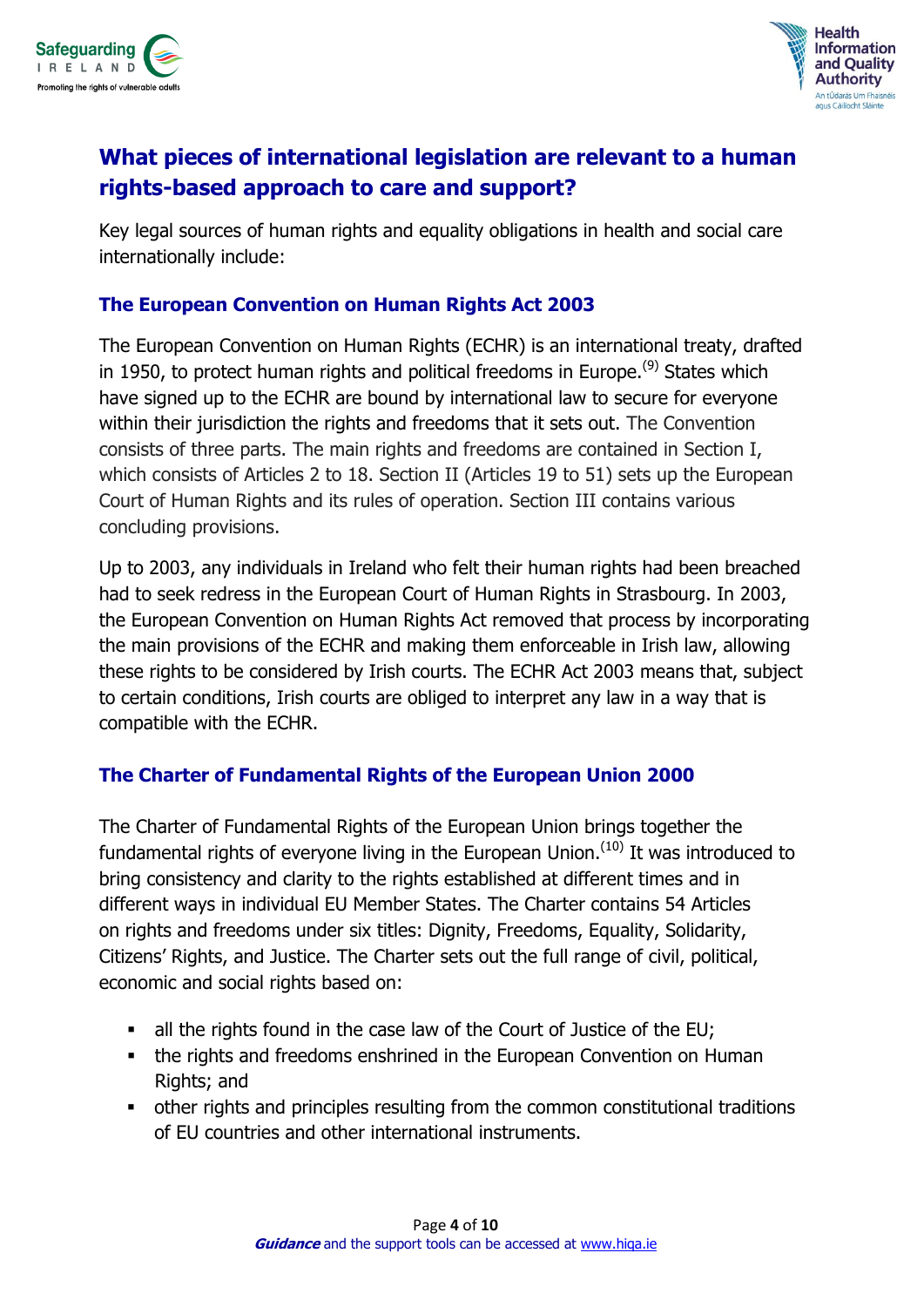## What pieces of international legislation are relevant to a human rights-based approach to care and support?

Key legal sources of human rights and equality obligations in health and social care internationally include:

### The European Convention on Human Rights Act 2003

The European Convention on Human Rights (ECHR) is an international treaty, drafted in 1950, to protect human rights and political freedoms in Europe.[9] States which have signed up to the ECHR are bound by international law to secure for everyone within their jurisdiction the rights and freedoms that it sets out. The Convention consists of three parts. The main rights and freedoms are contained in Section I, which consists of Articles 2 to 18. Section II (Articles 19 to 51) sets up the European Court of Human Rights and its rules of operation. Section III contains various concluding provisions.

Up to 2003, any individuals in Ireland who felt their human rights had been breached had to seek redress in the European Court of Human Rights in Strasbourg. In 2003, the European Convention on Human Rights Act removed that process by incorporating the main provisions of the ECHR and making them enforceable in Irish law, allowing these rights to be considered by Irish courts. The ECHR Act 2003 means that, subject to certain conditions, Irish courts are obliged to interpret any law in a way that is compatible with the ECHR.

### The Charter of Fundamental Rights of the European Union 2000

The Charter of Fundamental Rights of the European Union brings together the fundamental rights of everyone living in the European Union.[10] It was introduced to bring consistency and clarity to the rights established at different times and in different ways in individual EU Member States. The Charter contains 54 Articles on rights and freedoms under six titles: Dignity, Freedoms, Equality, Solidarity, Citizens' Rights, and Justice. The Charter sets out the full range of civil, political, economic and social rights based on:

- all the rights found in the case law of the Court of Justice of the EU;
- the rights and freedoms enshrined in the European Convention on Human Rights; and
- other rights and principles resulting from the common constitutional traditions of EU countries and other international instruments.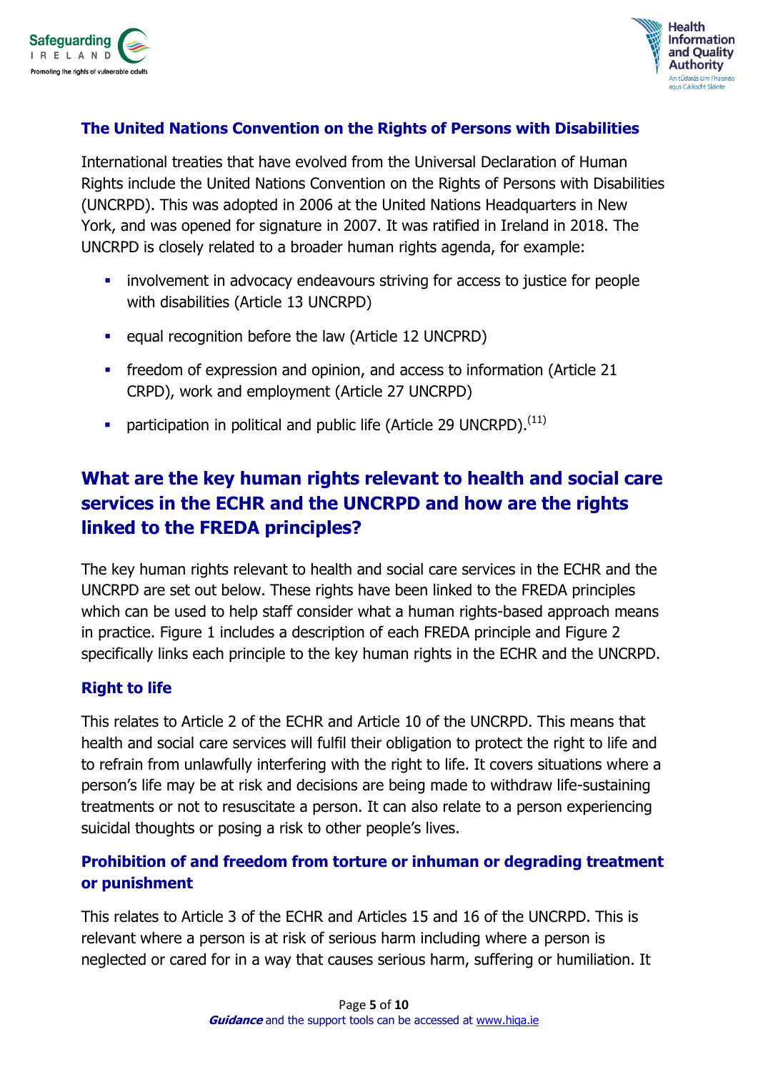### The United Nations Convention on the Rights of Persons with Disabilities

International treaties that have evolved from the Universal Declaration of Human Rights include the United Nations Convention on the Rights of Persons with Disabilities (UNCRPD). This was adopted in 2006 at the United Nations Headquarters in New York, and was opened for signature in 2007. It was ratified in Ireland in 2018. The UNCRPD is closely related to a broader human rights agenda, for example:

- involvement in advocacy endeavours striving for access to justice for people with disabilities (Article 13 UNCRPD)
- equal recognition before the law (Article 12 UNCPRD)
- freedom of expression and opinion, and access to information (Article 21 CRPD), work and employment (Article 27 UNCRPD)
- participation in political and public life (Article 29 UNCRPD).[11]

## What are the key human rights relevant to health and social care services in the ECHR and the UNCRPD and how are the rights linked to the FREDA principles?

The key human rights relevant to health and social care services in the ECHR and the UNCRPD are set out below. These rights have been linked to the FREDA principles which can be used to help staff consider what a human rights-based approach means in practice. Figure 1 includes a description of each FREDA principle and Figure 2 specifically links each principle to the key human rights in the ECHR and the UNCRPD.

### Right to life

This relates to Article 2 of the ECHR and Article 10 of the UNCRPD. This means that health and social care services will fulfil their obligation to protect the right to life and to refrain from unlawfully interfering with the right to life. It covers situations where a person's life may be at risk and decisions are being made to withdraw life-sustaining treatments or not to resuscitate a person. It can also relate to a person experiencing suicidal thoughts or posing a risk to other people's lives.

### Prohibition of and freedom from torture or inhuman or degrading treatment or punishment

This relates to Article 3 of the ECHR and Articles 15 and 16 of the UNCRPD. This is relevant where a person is at risk of serious harm including where a person is neglected or cared for in a way that causes serious harm, suffering or humiliation. It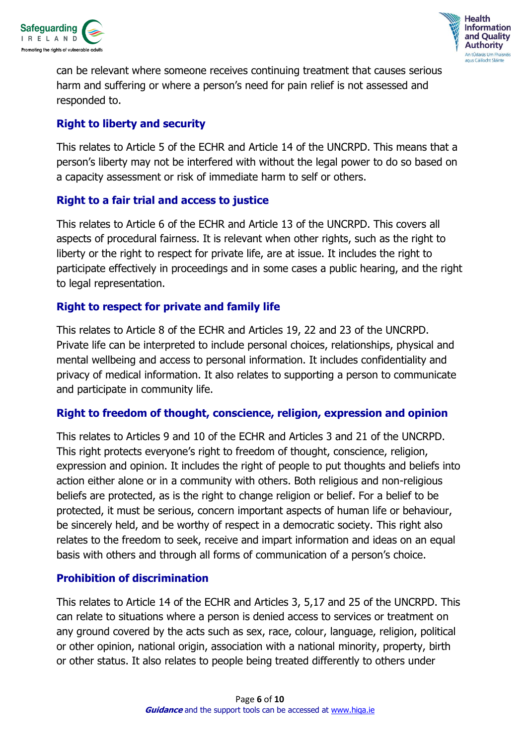can be relevant where someone receives continuing treatment that causes serious harm and suffering or where a person's need for pain relief is not assessed and responded to.

### Right to liberty and security

This relates to Article 5 of the ECHR and Article 14 of the UNCRPD. This means that a person's liberty may not be interfered with without the legal power to do so based on a capacity assessment or risk of immediate harm to self or others.

### Right to a fair trial and access to justice

This relates to Article 6 of the ECHR and Article 13 of the UNCRPD. This covers all aspects of procedural fairness. It is relevant when other rights, such as the right to liberty or the right to respect for private life, are at issue. It includes the right to participate effectively in proceedings and in some cases a public hearing, and the right to legal representation.

### Right to respect for private and family life

This relates to Article 8 of the ECHR and Articles 19, 22 and 23 of the UNCRPD. Private life can be interpreted to include personal choices, relationships, physical and mental wellbeing and access to personal information. It includes confidentiality and privacy of medical information. It also relates to supporting a person to communicate and participate in community life.

### Right to freedom of thought, conscience, religion, expression and opinion

This relates to Articles 9 and 10 of the ECHR and Articles 3 and 21 of the UNCRPD. This right protects everyone's right to freedom of thought, conscience, religion, expression and opinion. It includes the right of people to put thoughts and beliefs into action either alone or in a community with others. Both religious and non-religious beliefs are protected, as is the right to change religion or belief. For a belief to be protected, it must be serious, concern important aspects of human life or behaviour, be sincerely held, and be worthy of respect in a democratic society. This right also relates to the freedom to seek, receive and impart information and ideas on an equal basis with others and through all forms of communication of a person's choice.

### Prohibition of discrimination

This relates to Article 14 of the ECHR and Articles 3, 5,17 and 25 of the UNCRPD. This can relate to situations where a person is denied access to services or treatment on any ground covered by the acts such as sex, race, colour, language, religion, political or other opinion, national origin, association with a national minority, property, birth or other status. It also relates to people being treated differently to others under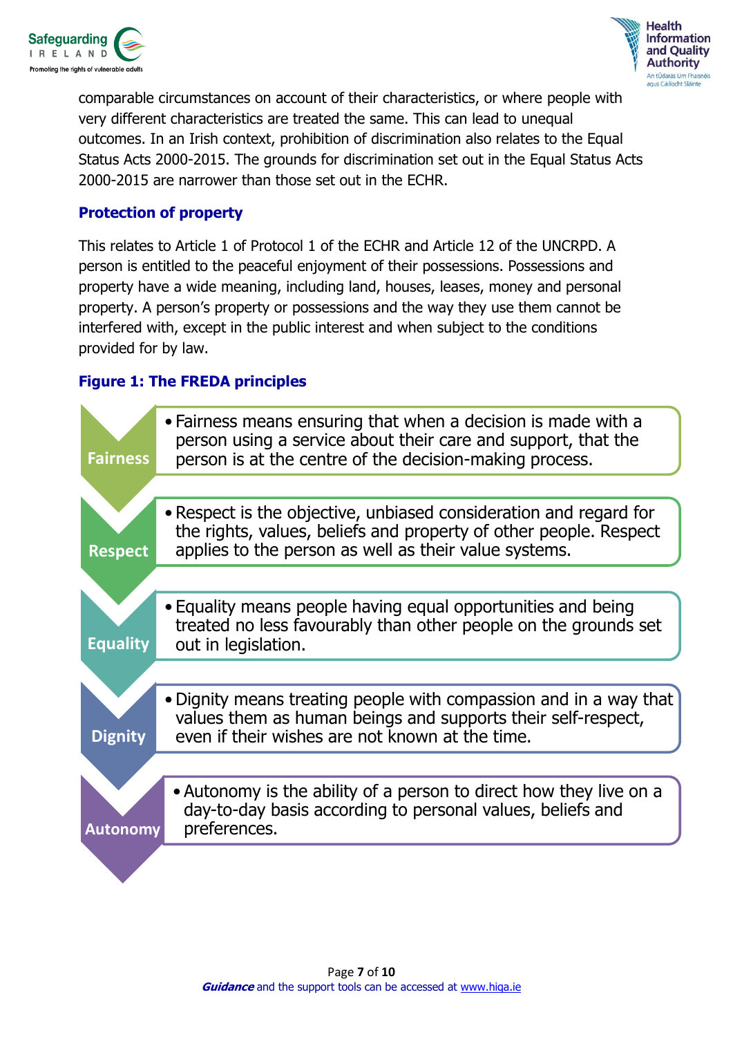comparable circumstances on account of their characteristics, or where people with very different characteristics are treated the same. This can lead to unequal outcomes. In an Irish context, prohibition of discrimination also relates to the Equal Status Acts 2000-2015. The grounds for discrimination set out in the Equal Status Acts 2000-2015 are narrower than those set out in the ECHR.

### Protection of property

This relates to Article 1 of Protocol 1 of the ECHR and Article 12 of the UNCRPD. A person is entitled to the peaceful enjoyment of their possessions. Possessions and property have a wide meaning, including land, houses, leases, money and personal property. A person's property or possessions and the way they use them cannot be interfered with, except in the public interest and when subject to the conditions provided for by law.

### Figure 1: The FREDA principles

**Fairness**
- Fairness means ensuring that when a decision is made with a person using a service about their care and support, that the person is at the centre of the decision-making process.

**Respect**
- Respect is the objective, unbiased consideration and regard for the rights, values, beliefs and property of other people. Respect applies to the person as well as their value systems.

**Equality**
- Equality means people having equal opportunities and being treated no less favourably than other people on the grounds set out in legislation.

**Dignity**
- Dignity means treating people with compassion and in a way that values them as human beings and supports their self-respect, even if their wishes are not known at the time.

**Autonomy**
- Autonomy is the ability of a person to direct how they live on a day-to-day basis according to personal values, beliefs and preferences.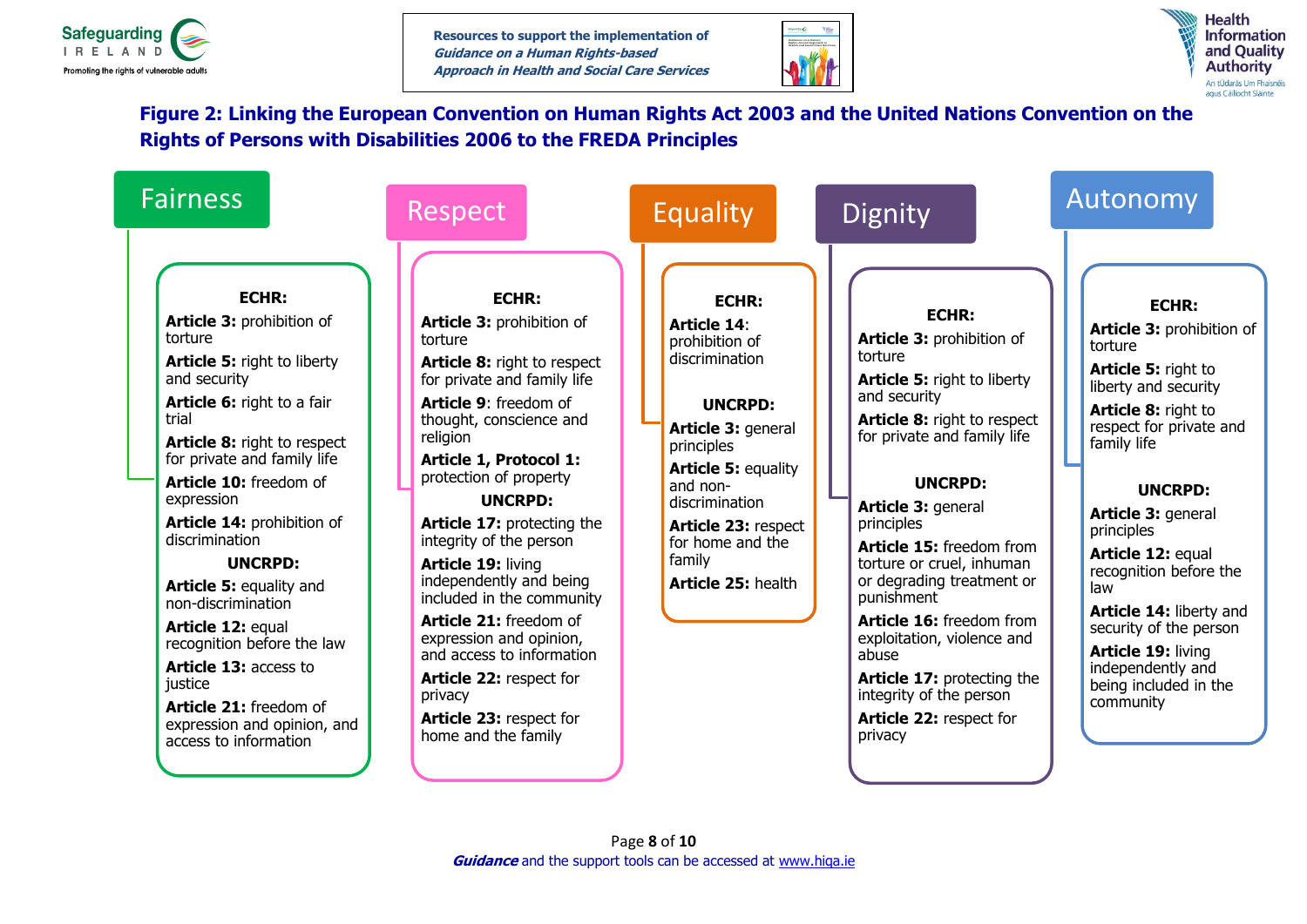## Figure 2: Linking the European Convention on Human Rights Act 2003 and the United Nations Convention on the Rights of Persons with Disabilities 2006 to the FREDA Principles

### Fairness

**ECHR:**

**Article 3:** prohibition of torture

**Article 5:** right to liberty and security

**Article 6:** right to a fair trial

**Article 8:** right to respect for private and family life

**Article 10:** freedom of expression

**Article 14:** prohibition of discrimination

**UNCRPD:**

**Article 5:** equality and non-discrimination

**Article 12:** equal recognition before the law

**Article 13:** access to justice

**Article 21:** freedom of expression and opinion, and access to information

### Respect

**ECHR:**

**Article 3:** prohibition of torture

**Article 8:** right to respect for private and family life

**Article 9**: freedom of thought, conscience and religion

**Article 1, Protocol 1:** protection of property

**UNCRPD:**

**Article 17:** protecting the integrity of the person

**Article 19:** living independently and being included in the community

**Article 21:** freedom of expression and opinion, and access to information

**Article 22:** respect for privacy

**Article 23:** respect for home and the family

### Equality

**ECHR:**

**Article 14**: prohibition of discrimination

**UNCRPD:**

**Article 3:** general principles

**Article 5:** equality and non-discrimination

**Article 23:** respect for home and the family

**Article 25:** health

### Dignity

**ECHR:**

**Article 3:** prohibition of torture

**Article 5:** right to liberty and security

**Article 8:** right to respect for private and family life

**UNCRPD:**

**Article 3:** general principles

**Article 15:** freedom from torture or cruel, inhuman or degrading treatment or punishment

**Article 16:** freedom from exploitation, violence and abuse

**Article 17:** protecting the integrity of the person

**Article 22:** respect for privacy

### Autonomy

**ECHR:**

**Article 3:** prohibition of torture

**Article 5:** right to liberty and security

**Article 8:** right to respect for private and family life

**UNCRPD:**

**Article 3:** general principles

**Article 12:** equal recognition before the law

**Article 14:** liberty and security of the person

**Article 19:** living independently and being included in the community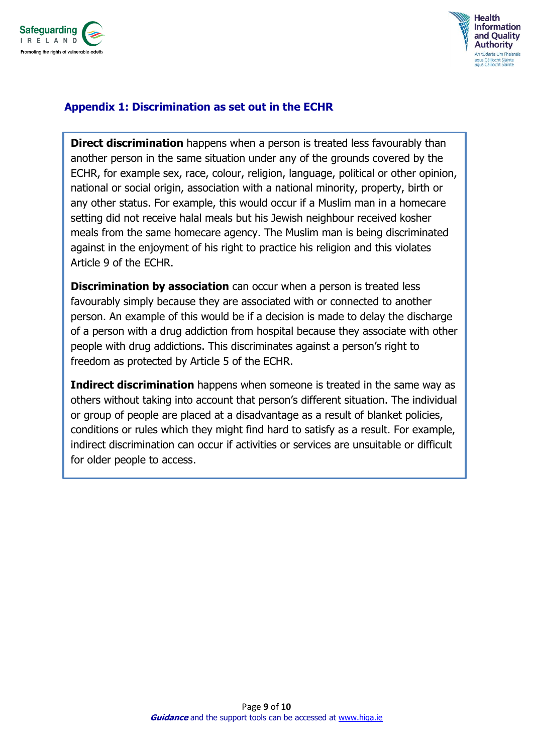## Appendix 1: Discrimination as set out in the ECHR

**Direct discrimination** happens when a person is treated less favourably than another person in the same situation under any of the grounds covered by the ECHR, for example sex, race, colour, religion, language, political or other opinion, national or social origin, association with a national minority, property, birth or any other status. For example, this would occur if a Muslim man in a homecare setting did not receive halal meals but his Jewish neighbour received kosher meals from the same homecare agency. The Muslim man is being discriminated against in the enjoyment of his right to practice his religion and this violates Article 9 of the ECHR.

**Discrimination by association** can occur when a person is treated less favourably simply because they are associated with or connected to another person. An example of this would be if a decision is made to delay the discharge of a person with a drug addiction from hospital because they associate with other people with drug addictions. This discriminates against a person's right to freedom as protected by Article 5 of the ECHR.

**Indirect discrimination** happens when someone is treated in the same way as others without taking into account that person's different situation. The individual or group of people are placed at a disadvantage as a result of blanket policies, conditions or rules which they might find hard to satisfy as a result. For example, indirect discrimination can occur if activities or services are unsuitable or difficult for older people to access.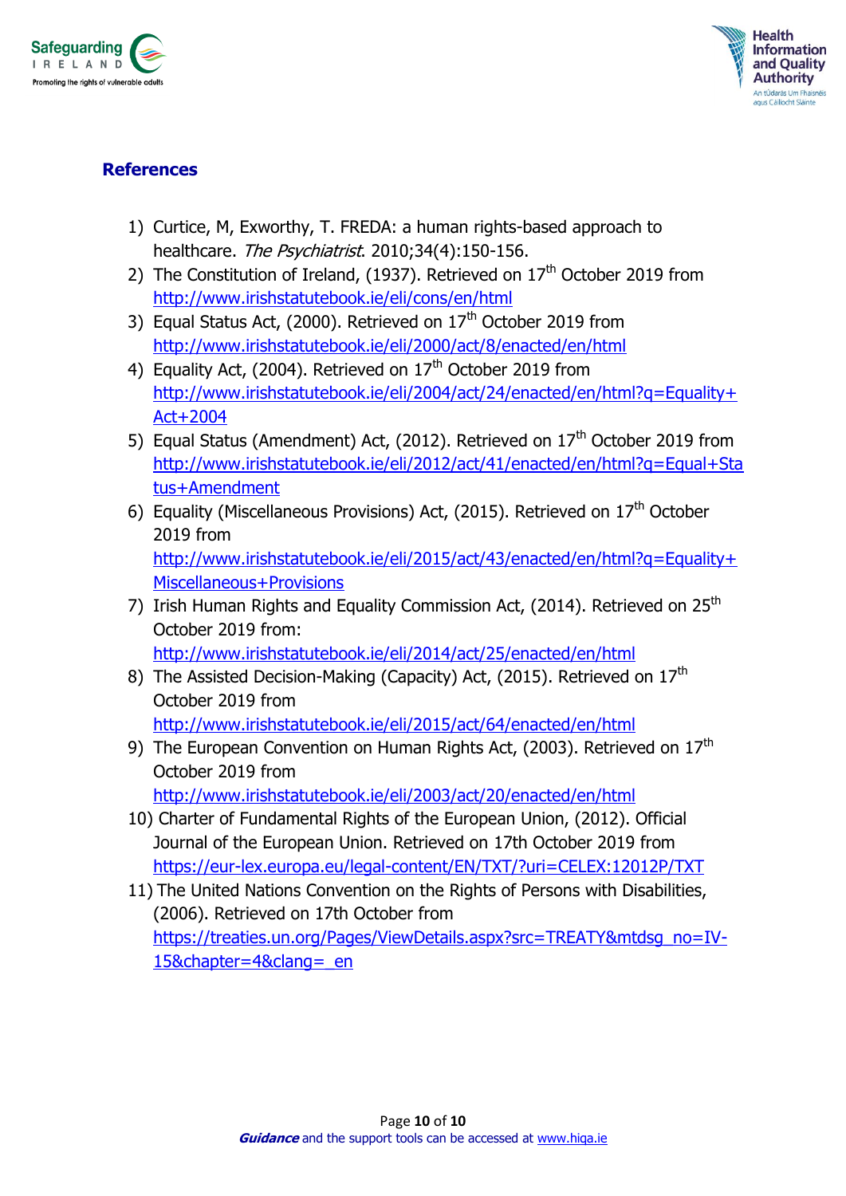## References

1) Curtice, M, Exworthy, T. FREDA: a human rights-based approach to healthcare. *The Psychiatrist*. 2010;34(4):150-156.
2) The Constitution of Ireland, (1937). Retrieved on 17th October 2019 from http://www.irishstatutebook.ie/eli/cons/en/html
3) Equal Status Act, (2000). Retrieved on 17th October 2019 from http://www.irishstatutebook.ie/eli/2000/act/8/enacted/en/html
4) Equality Act, (2004). Retrieved on 17th October 2019 from http://www.irishstatutebook.ie/eli/2004/act/24/enacted/en/html?q=Equality+Act+2004
5) Equal Status (Amendment) Act, (2012). Retrieved on 17th October 2019 from http://www.irishstatutebook.ie/eli/2012/act/41/enacted/en/html?q=Equal+Status+Amendment
6) Equality (Miscellaneous Provisions) Act, (2015). Retrieved on 17th October 2019 from http://www.irishstatutebook.ie/eli/2015/act/43/enacted/en/html?q=Equality+Miscellaneous+Provisions
7) Irish Human Rights and Equality Commission Act, (2014). Retrieved on 25th October 2019 from: http://www.irishstatutebook.ie/eli/2014/act/25/enacted/en/html
8) The Assisted Decision-Making (Capacity) Act, (2015). Retrieved on 17th October 2019 from http://www.irishstatutebook.ie/eli/2015/act/64/enacted/en/html
9) The European Convention on Human Rights Act, (2003). Retrieved on 17th October 2019 from http://www.irishstatutebook.ie/eli/2003/act/20/enacted/en/html
10) Charter of Fundamental Rights of the European Union, (2012). Official Journal of the European Union. Retrieved on 17th October 2019 from https://eur-lex.europa.eu/legal-content/EN/TXT/?uri=CELEX:12012P/TXT
11) The United Nations Convention on the Rights of Persons with Disabilities, (2006). Retrieved on 17th October from https://treaties.un.org/Pages/ViewDetails.aspx?src=TREATY&mtdsg_no=IV-15&chapter=4&clang=_en

***Guidance*** and the support tools can be accessed at www.hiqa.ie